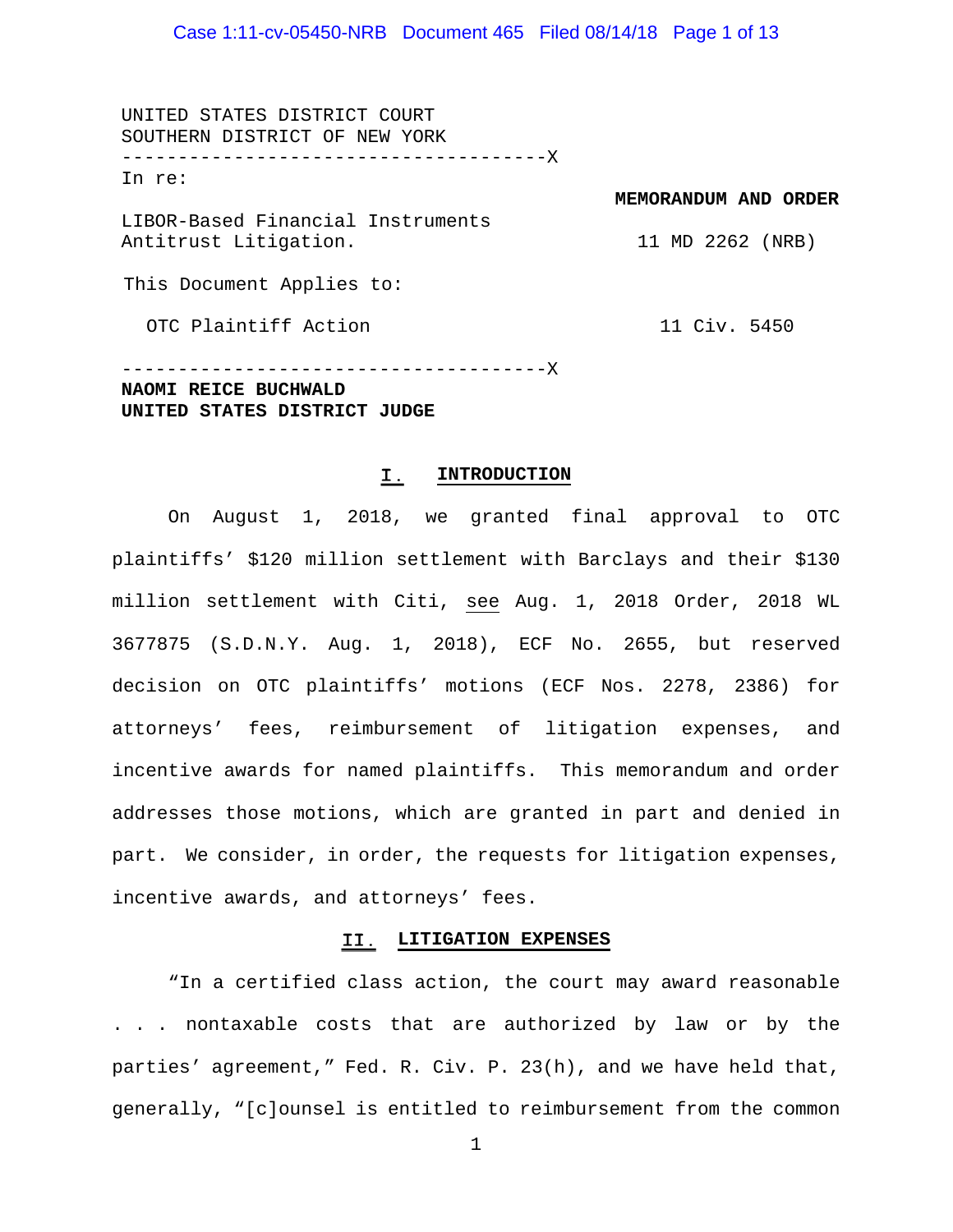UNITED STATES DISTRICT COURT
SOUTHERN DISTRICT OF NEW YORK

--------------------------------------X

In re:

LIBOR-Based Financial Instruments Antitrust Litigation.

This Document Applies to:

OTC Plaintiff Action

--------------------------------------X

**MEMORANDUM AND ORDER**

11 MD 2262 (NRB)

11 Civ. 5450

**NAOMI REICE BUCHWALD**
**UNITED STATES DISTRICT JUDGE**

## I. INTRODUCTION

On August 1, 2018, we granted final approval to OTC plaintiffs' $120 million settlement with Barclays and their $130 million settlement with Citi, see Aug. 1, 2018 Order, 2018 WL 3677875 (S.D.N.Y. Aug. 1, 2018), ECF No. 2655, but reserved decision on OTC plaintiffs' motions (ECF Nos. 2278, 2386) for attorneys' fees, reimbursement of litigation expenses, and incentive awards for named plaintiffs. This memorandum and order addresses those motions, which are granted in part and denied in part. We consider, in order, the requests for litigation expenses, incentive awards, and attorneys' fees.

## II. LITIGATION EXPENSES

"In a certified class action, the court may award reasonable . . . nontaxable costs that are authorized by law or by the parties' agreement," Fed. R. Civ. P. 23(h), and we have held that, generally, "[c]ounsel is entitled to reimbursement from the common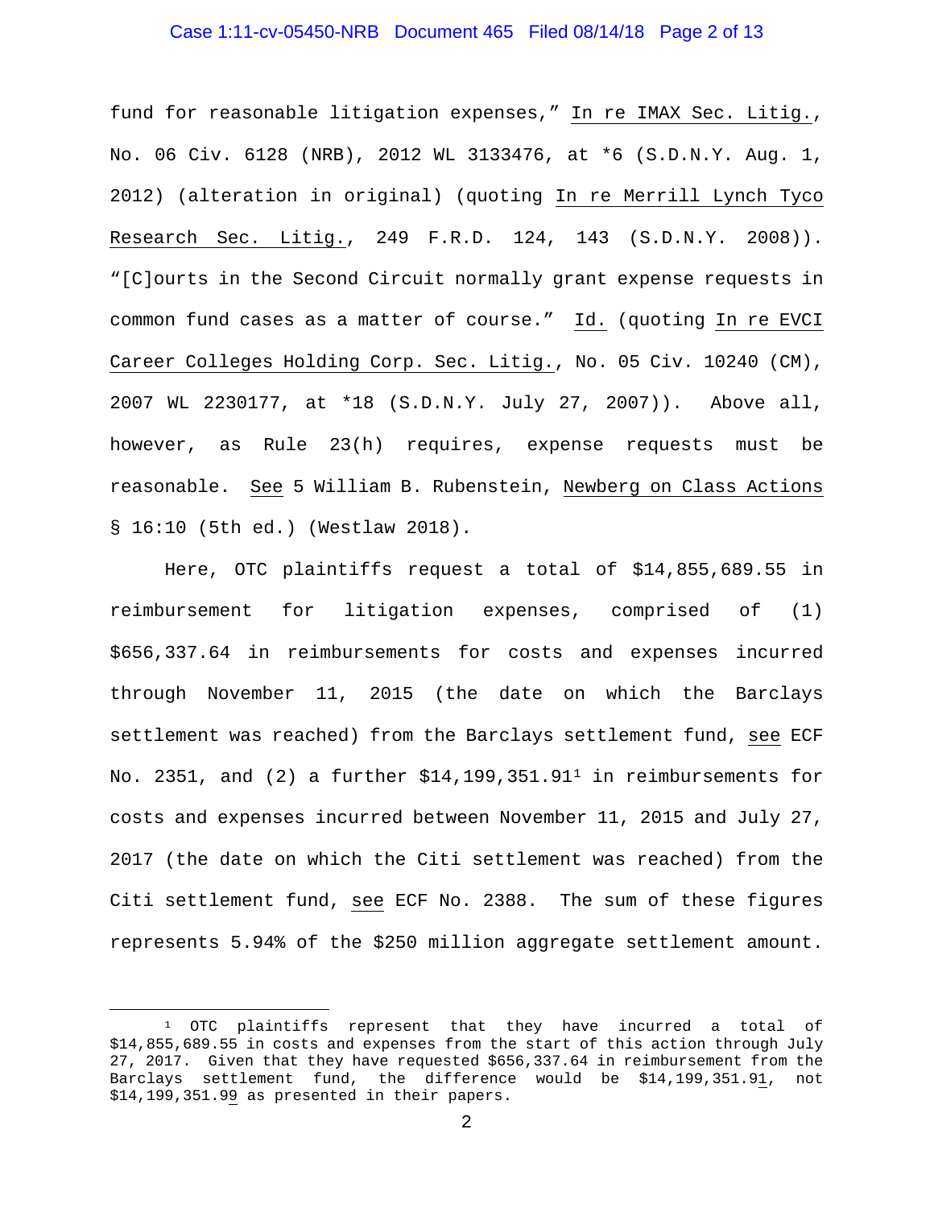fund for reasonable litigation expenses," In re IMAX Sec. Litig., No. 06 Civ. 6128 (NRB), 2012 WL 3133476, at *6 (S.D.N.Y. Aug. 1, 2012) (alteration in original) (quoting In re Merrill Lynch Tyco Research Sec. Litig., 249 F.R.D. 124, 143 (S.D.N.Y. 2008)). "[C]ourts in the Second Circuit normally grant expense requests in common fund cases as a matter of course." Id. (quoting In re EVCI Career Colleges Holding Corp. Sec. Litig., No. 05 Civ. 10240 (CM), 2007 WL 2230177, at *18 (S.D.N.Y. July 27, 2007)). Above all, however, as Rule 23(h) requires, expense requests must be reasonable. See 5 William B. Rubenstein, Newberg on Class Actions § 16:10 (5th ed.) (Westlaw 2018).

Here, OTC plaintiffs request a total of $14,855,689.55 in reimbursement for litigation expenses, comprised of (1) $656,337.64 in reimbursements for costs and expenses incurred through November 11, 2015 (the date on which the Barclays settlement was reached) from the Barclays settlement fund, see ECF No. 2351, and (2) a further $14,199,351.91[1] in reimbursements for costs and expenses incurred between November 11, 2015 and July 27, 2017 (the date on which the Citi settlement was reached) from the Citi settlement fund, see ECF No. 2388. The sum of these figures represents 5.94% of the $250 million aggregate settlement amount.

[1] OTC plaintiffs represent that they have incurred a total of $14,855,689.55 in costs and expenses from the start of this action through July 27, 2017. Given that they have requested $656,337.64 in reimbursement from the Barclays settlement fund, the difference would be $14,199,351.91, not $14,199,351.99 as presented in their papers.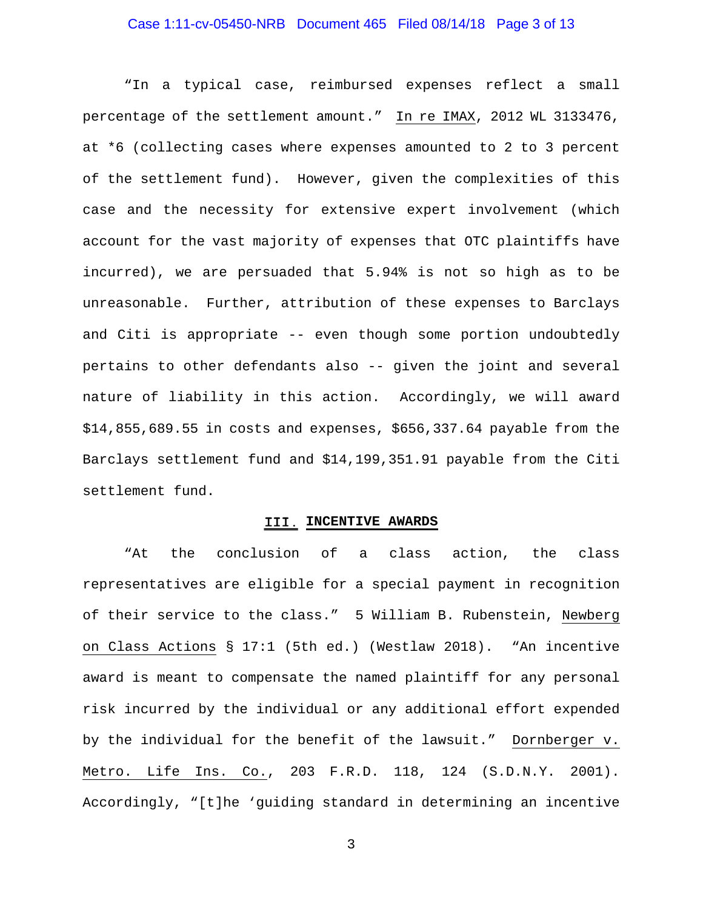"In a typical case, reimbursed expenses reflect a small percentage of the settlement amount." In re IMAX, 2012 WL 3133476, at *6 (collecting cases where expenses amounted to 2 to 3 percent of the settlement fund). However, given the complexities of this case and the necessity for extensive expert involvement (which account for the vast majority of expenses that OTC plaintiffs have incurred), we are persuaded that 5.94% is not so high as to be unreasonable. Further, attribution of these expenses to Barclays and Citi is appropriate -- even though some portion undoubtedly pertains to other defendants also -- given the joint and several nature of liability in this action. Accordingly, we will award $14,855,689.55 in costs and expenses, $656,337.64 payable from the Barclays settlement fund and $14,199,351.91 payable from the Citi settlement fund.

## III. INCENTIVE AWARDS

"At the conclusion of a class action, the class representatives are eligible for a special payment in recognition of their service to the class." 5 William B. Rubenstein, Newberg on Class Actions § 17:1 (5th ed.) (Westlaw 2018). "An incentive award is meant to compensate the named plaintiff for any personal risk incurred by the individual or any additional effort expended by the individual for the benefit of the lawsuit." Dornberger v. Metro. Life Ins. Co., 203 F.R.D. 118, 124 (S.D.N.Y. 2001). Accordingly, "[t]he 'guiding standard in determining an incentive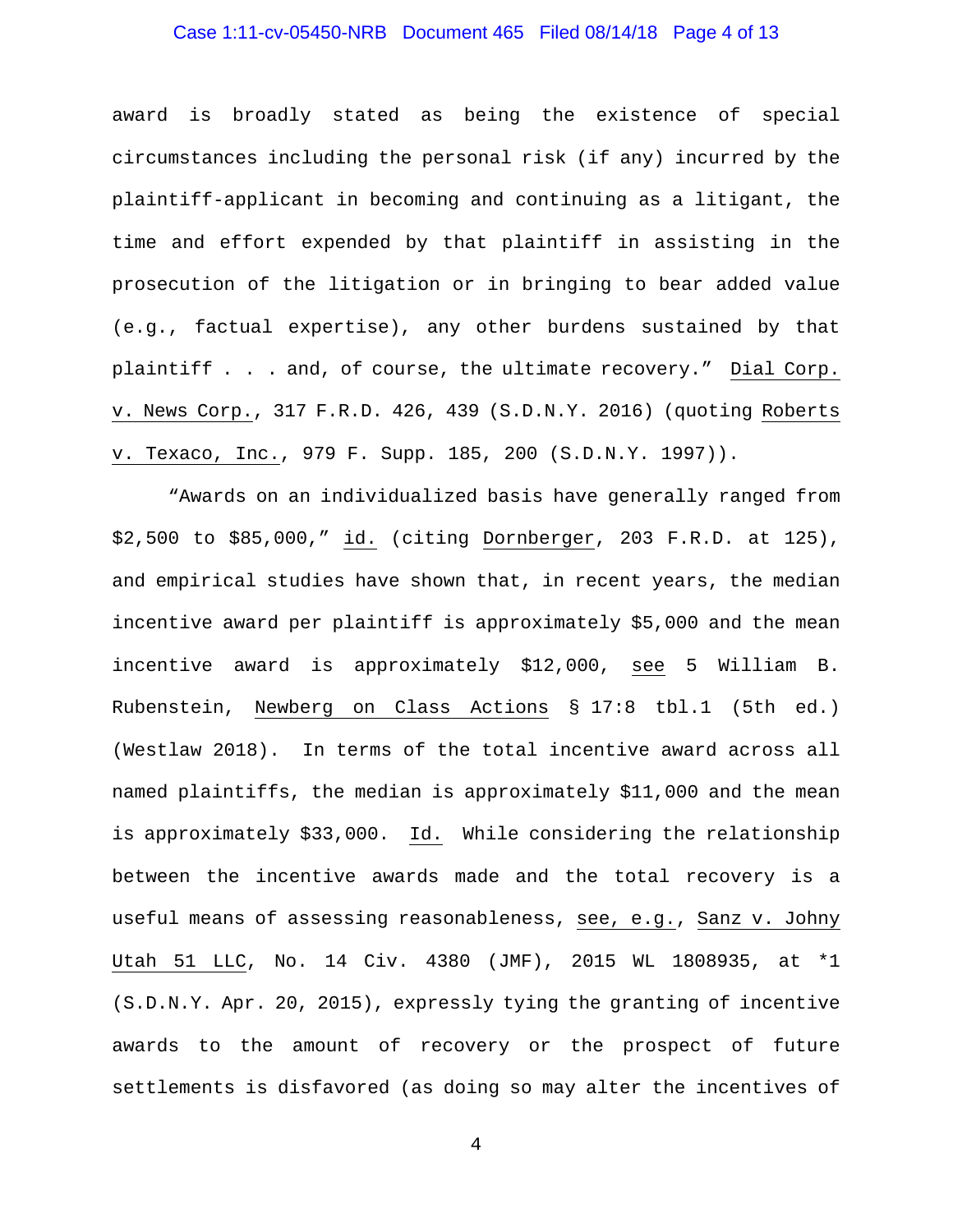award is broadly stated as being the existence of special circumstances including the personal risk (if any) incurred by the plaintiff-applicant in becoming and continuing as a litigant, the time and effort expended by that plaintiff in assisting in the prosecution of the litigation or in bringing to bear added value (e.g., factual expertise), any other burdens sustained by that plaintiff . . . and, of course, the ultimate recovery." Dial Corp. v. News Corp., 317 F.R.D. 426, 439 (S.D.N.Y. 2016) (quoting Roberts v. Texaco, Inc., 979 F. Supp. 185, 200 (S.D.N.Y. 1997)).

"Awards on an individualized basis have generally ranged from $2,500 to $85,000," id. (citing Dornberger, 203 F.R.D. at 125), and empirical studies have shown that, in recent years, the median incentive award per plaintiff is approximately $5,000 and the mean incentive award is approximately $12,000, see 5 William B. Rubenstein, Newberg on Class Actions § 17:8 tbl.1 (5th ed.) (Westlaw 2018). In terms of the total incentive award across all named plaintiffs, the median is approximately $11,000 and the mean is approximately $33,000. Id. While considering the relationship between the incentive awards made and the total recovery is a useful means of assessing reasonableness, see, e.g., Sanz v. Johny Utah 51 LLC, No. 14 Civ. 4380 (JMF), 2015 WL 1808935, at *1 (S.D.N.Y. Apr. 20, 2015), expressly tying the granting of incentive awards to the amount of recovery or the prospect of future settlements is disfavored (as doing so may alter the incentives of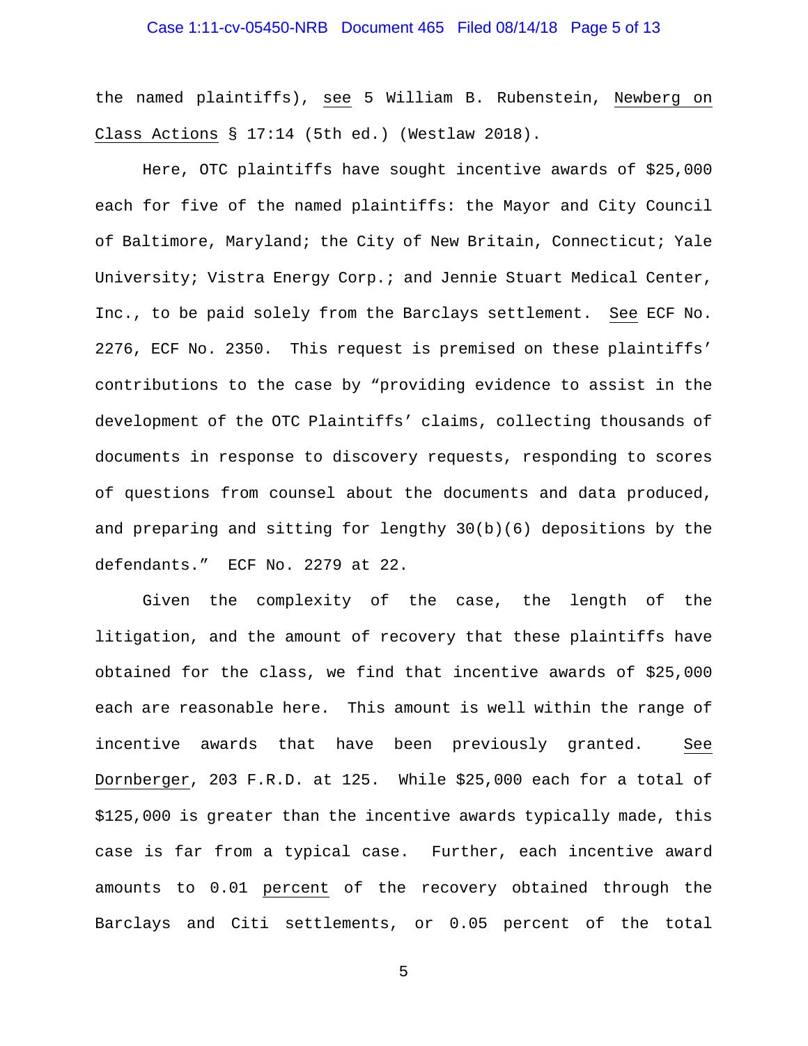the named plaintiffs), see 5 William B. Rubenstein, Newberg on Class Actions § 17:14 (5th ed.) (Westlaw 2018).

Here, OTC plaintiffs have sought incentive awards of $25,000 each for five of the named plaintiffs: the Mayor and City Council of Baltimore, Maryland; the City of New Britain, Connecticut; Yale University; Vistra Energy Corp.; and Jennie Stuart Medical Center, Inc., to be paid solely from the Barclays settlement. See ECF No. 2276, ECF No. 2350. This request is premised on these plaintiffs' contributions to the case by "providing evidence to assist in the development of the OTC Plaintiffs' claims, collecting thousands of documents in response to discovery requests, responding to scores of questions from counsel about the documents and data produced, and preparing and sitting for lengthy 30(b)(6) depositions by the defendants." ECF No. 2279 at 22.

Given the complexity of the case, the length of the litigation, and the amount of recovery that these plaintiffs have obtained for the class, we find that incentive awards of $25,000 each are reasonable here. This amount is well within the range of incentive awards that have been previously granted. See Dornberger, 203 F.R.D. at 125. While $25,000 each for a total of $125,000 is greater than the incentive awards typically made, this case is far from a typical case. Further, each incentive award amounts to 0.01 percent of the recovery obtained through the Barclays and Citi settlements, or 0.05 percent of the total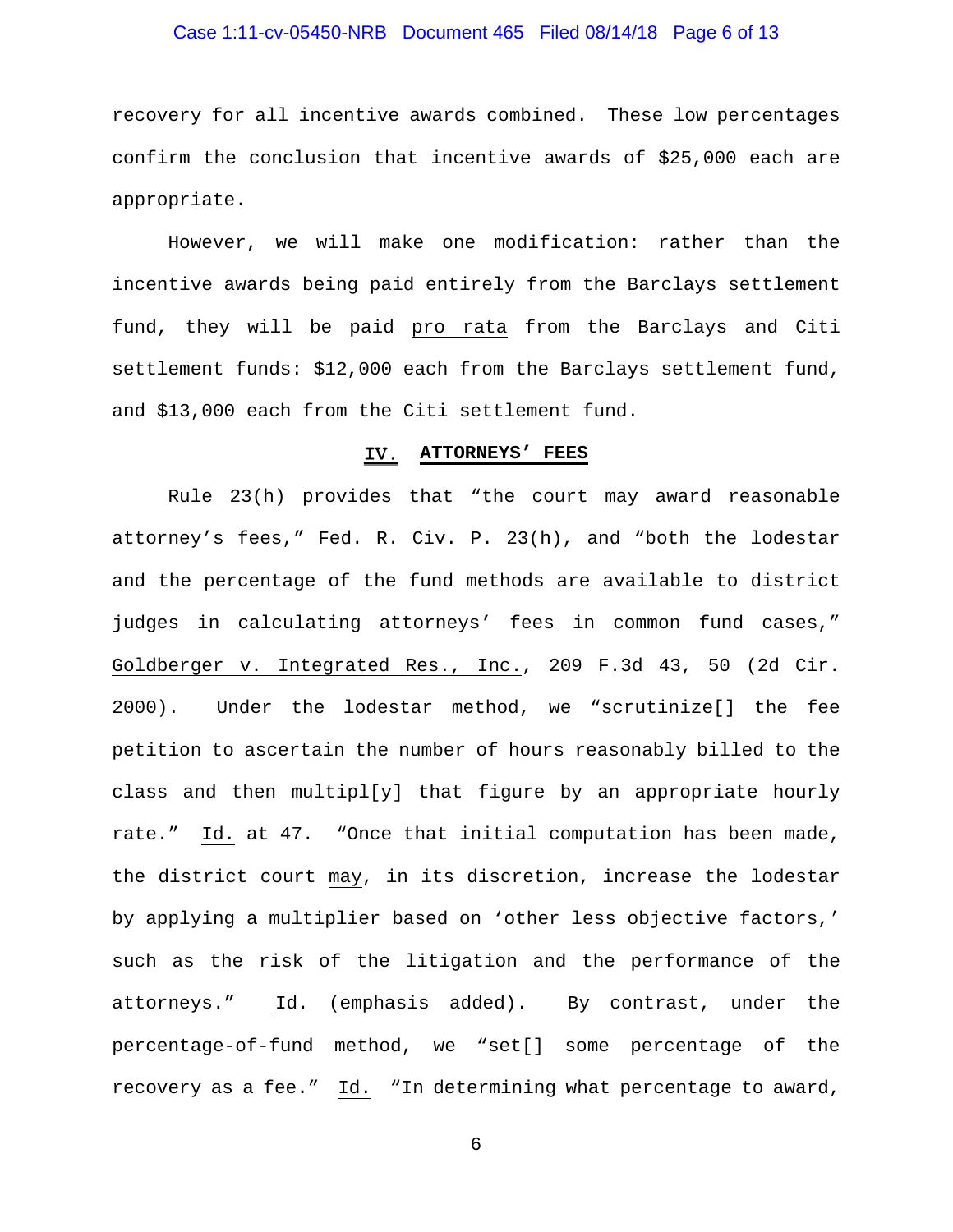recovery for all incentive awards combined. These low percentages confirm the conclusion that incentive awards of $25,000 each are appropriate.

However, we will make one modification: rather than the incentive awards being paid entirely from the Barclays settlement fund, they will be paid _pro rata_ from the Barclays and Citi settlement funds: $12,000 each from the Barclays settlement fund, and $13,000 each from the Citi settlement fund.

## IV. ATTORNEYS' FEES

Rule 23(h) provides that "the court may award reasonable attorney's fees," Fed. R. Civ. P. 23(h), and "both the lodestar and the percentage of the fund methods are available to district judges in calculating attorneys' fees in common fund cases," _Goldberger v. Integrated Res., Inc._, 209 F.3d 43, 50 (2d Cir. 2000). Under the lodestar method, we "scrutinize[] the fee petition to ascertain the number of hours reasonably billed to the class and then multipl[y] that figure by an appropriate hourly rate." _Id._ at 47. "Once that initial computation has been made, the district court _may_, in its discretion, increase the lodestar by applying a multiplier based on 'other less objective factors,' such as the risk of the litigation and the performance of the attorneys." _Id._ (emphasis added). By contrast, under the percentage-of-fund method, we "set[] some percentage of the recovery as a fee." _Id._ "In determining what percentage to award,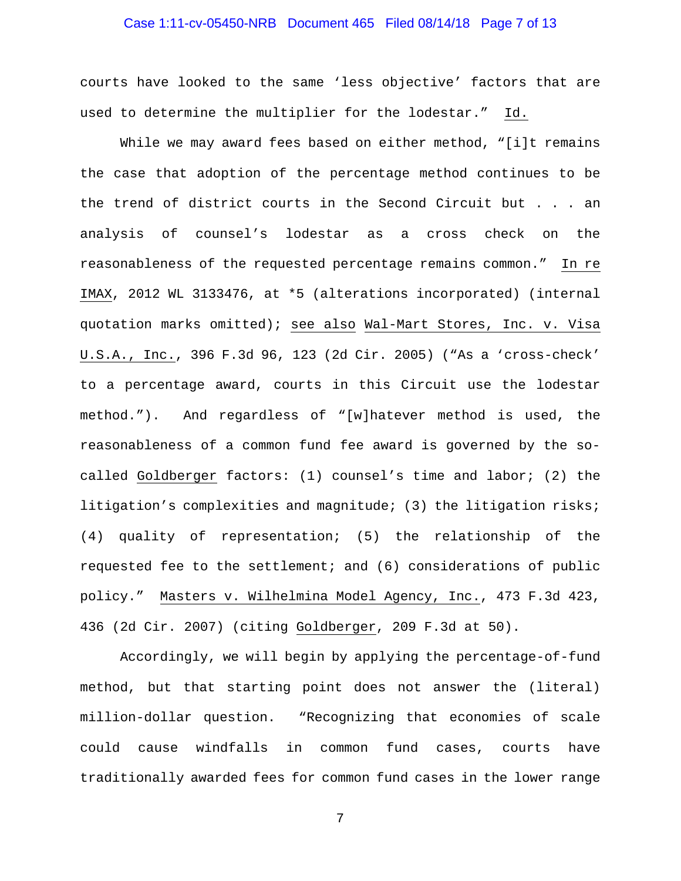courts have looked to the same 'less objective' factors that are used to determine the multiplier for the lodestar." Id.

While we may award fees based on either method, "[i]t remains the case that adoption of the percentage method continues to be the trend of district courts in the Second Circuit but . . . an analysis of counsel's lodestar as a cross check on the reasonableness of the requested percentage remains common." In re IMAX, 2012 WL 3133476, at *5 (alterations incorporated) (internal quotation marks omitted); see also Wal-Mart Stores, Inc. v. Visa U.S.A., Inc., 396 F.3d 96, 123 (2d Cir. 2005) ("As a 'cross-check' to a percentage award, courts in this Circuit use the lodestar method."). And regardless of "[w]hatever method is used, the reasonableness of a common fund fee award is governed by the so-called Goldberger factors: (1) counsel's time and labor; (2) the litigation's complexities and magnitude; (3) the litigation risks; (4) quality of representation; (5) the relationship of the requested fee to the settlement; and (6) considerations of public policy." Masters v. Wilhelmina Model Agency, Inc., 473 F.3d 423, 436 (2d Cir. 2007) (citing Goldberger, 209 F.3d at 50).

Accordingly, we will begin by applying the percentage-of-fund method, but that starting point does not answer the (literal) million-dollar question. "Recognizing that economies of scale could cause windfalls in common fund cases, courts have traditionally awarded fees for common fund cases in the lower range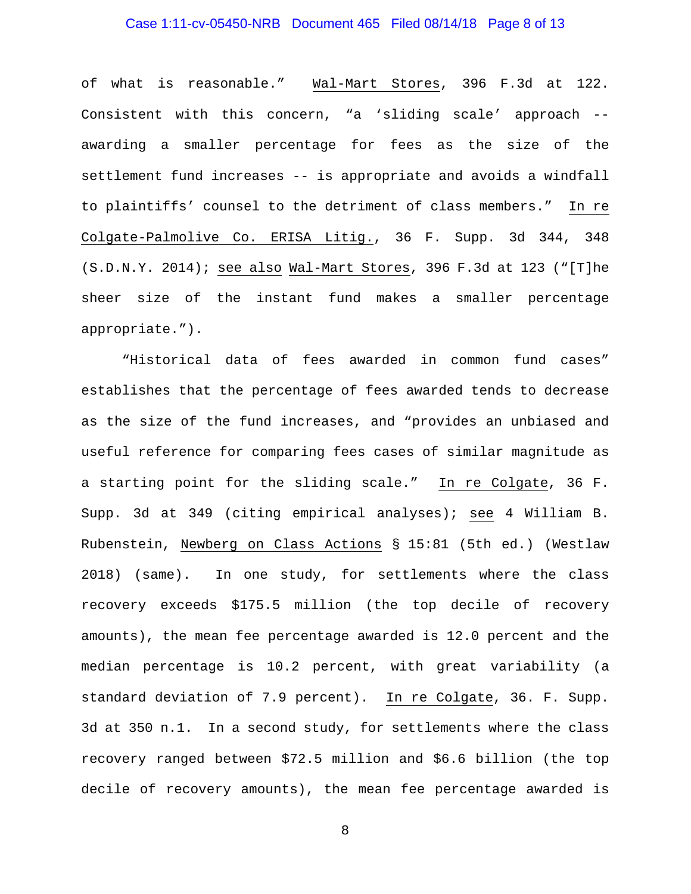of what is reasonable." Wal-Mart Stores, 396 F.3d at 122. Consistent with this concern, "a 'sliding scale' approach -- awarding a smaller percentage for fees as the size of the settlement fund increases -- is appropriate and avoids a windfall to plaintiffs' counsel to the detriment of class members." In re Colgate-Palmolive Co. ERISA Litig., 36 F. Supp. 3d 344, 348 (S.D.N.Y. 2014); see also Wal-Mart Stores, 396 F.3d at 123 ("[T]he sheer size of the instant fund makes a smaller percentage appropriate.").

"Historical data of fees awarded in common fund cases" establishes that the percentage of fees awarded tends to decrease as the size of the fund increases, and "provides an unbiased and useful reference for comparing fees cases of similar magnitude as a starting point for the sliding scale." In re Colgate, 36 F. Supp. 3d at 349 (citing empirical analyses); see 4 William B. Rubenstein, Newberg on Class Actions § 15:81 (5th ed.) (Westlaw 2018) (same). In one study, for settlements where the class recovery exceeds $175.5 million (the top decile of recovery amounts), the mean fee percentage awarded is 12.0 percent and the median percentage is 10.2 percent, with great variability (a standard deviation of 7.9 percent). In re Colgate, 36. F. Supp. 3d at 350 n.1. In a second study, for settlements where the class recovery ranged between $72.5 million and $6.6 billion (the top decile of recovery amounts), the mean fee percentage awarded is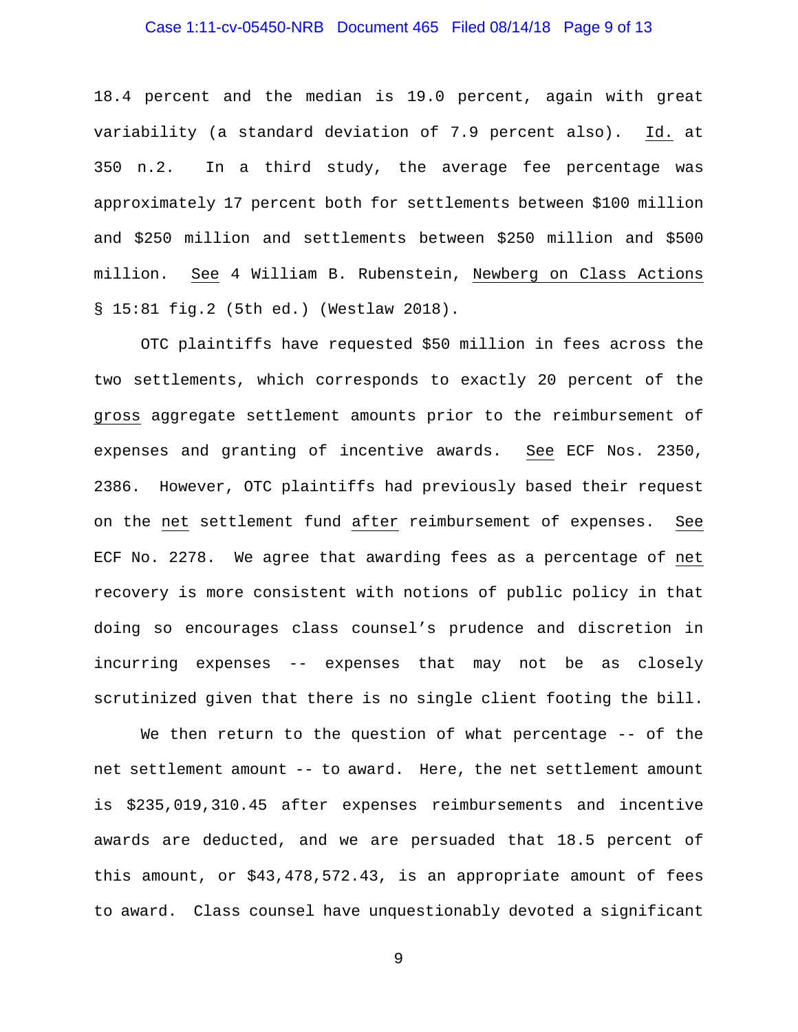18.4 percent and the median is 19.0 percent, again with great variability (a standard deviation of 7.9 percent also). *Id.* at 350 n.2. In a third study, the average fee percentage was approximately 17 percent both for settlements between $100 million and $250 million and settlements between $250 million and $500 million. *See* 4 William B. Rubenstein, *Newberg on Class Actions* § 15:81 fig.2 (5th ed.) (Westlaw 2018).

OTC plaintiffs have requested $50 million in fees across the two settlements, which corresponds to exactly 20 percent of the *gross* aggregate settlement amounts prior to the reimbursement of expenses and granting of incentive awards. *See* ECF Nos. 2350, 2386. However, OTC plaintiffs had previously based their request on the *net* settlement fund *after* reimbursement of expenses. *See* ECF No. 2278. We agree that awarding fees as a percentage of *net* recovery is more consistent with notions of public policy in that doing so encourages class counsel's prudence and discretion in incurring expenses -- expenses that may not be as closely scrutinized given that there is no single client footing the bill.

We then return to the question of what percentage -- of the net settlement amount -- to award. Here, the net settlement amount is $235,019,310.45 after expenses reimbursements and incentive awards are deducted, and we are persuaded that 18.5 percent of this amount, or $43,478,572.43, is an appropriate amount of fees to award. Class counsel have unquestionably devoted a significant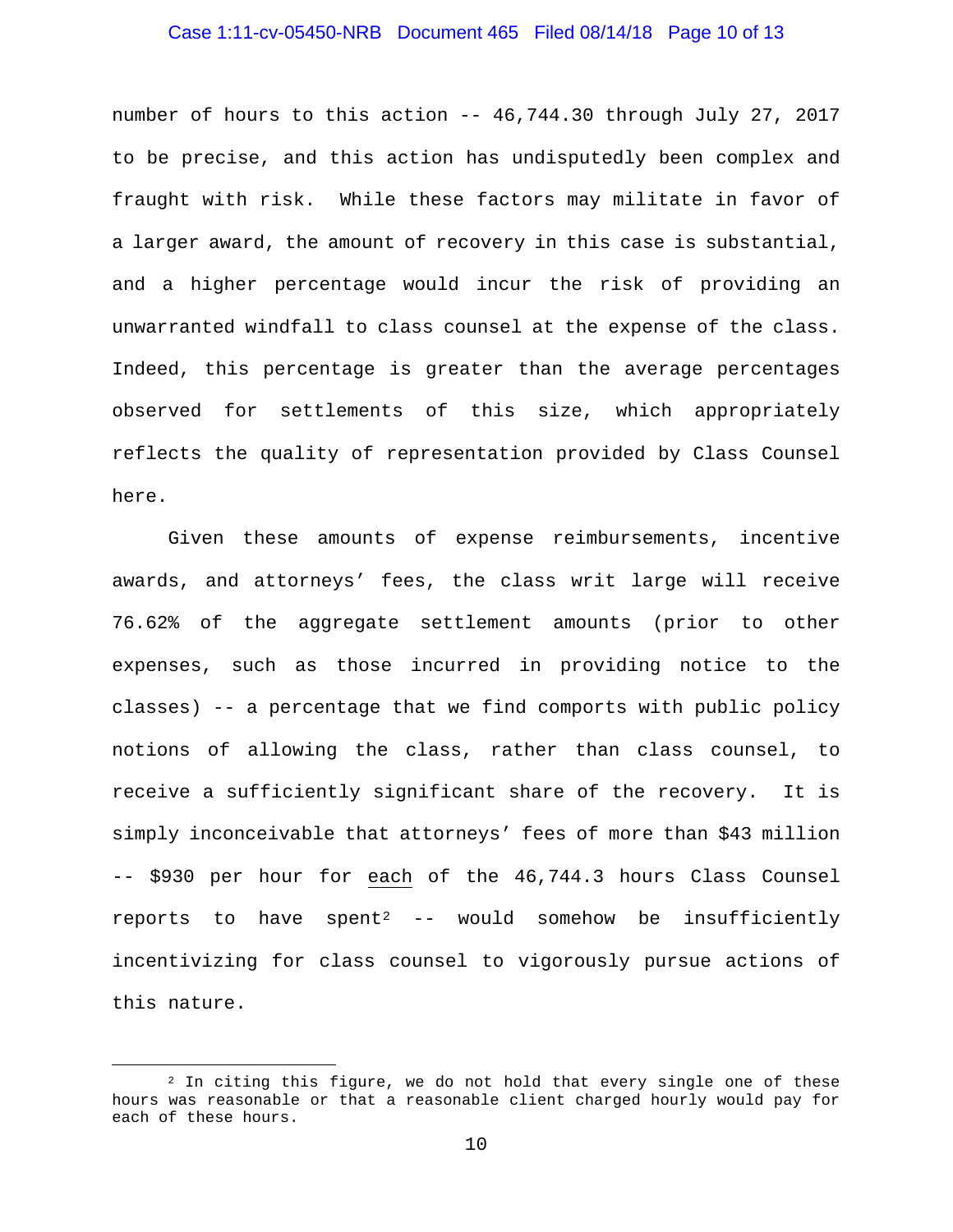number of hours to this action -- 46,744.30 through July 27, 2017 to be precise, and this action has undisputedly been complex and fraught with risk. While these factors may militate in favor of a larger award, the amount of recovery in this case is substantial, and a higher percentage would incur the risk of providing an unwarranted windfall to class counsel at the expense of the class. Indeed, this percentage is greater than the average percentages observed for settlements of this size, which appropriately reflects the quality of representation provided by Class Counsel here.

Given these amounts of expense reimbursements, incentive awards, and attorneys' fees, the class writ large will receive 76.62% of the aggregate settlement amounts (prior to other expenses, such as those incurred in providing notice to the classes) -- a percentage that we find comports with public policy notions of allowing the class, rather than class counsel, to receive a sufficiently significant share of the recovery. It is simply inconceivable that attorneys' fees of more than $43 million -- $930 per hour for <u>each</u> of the 46,744.3 hours Class Counsel reports to have spent[2] -- would somehow be insufficiently incentivizing for class counsel to vigorously pursue actions of this nature.

---

[2] In citing this figure, we do not hold that every single one of these hours was reasonable or that a reasonable client charged hourly would pay for each of these hours.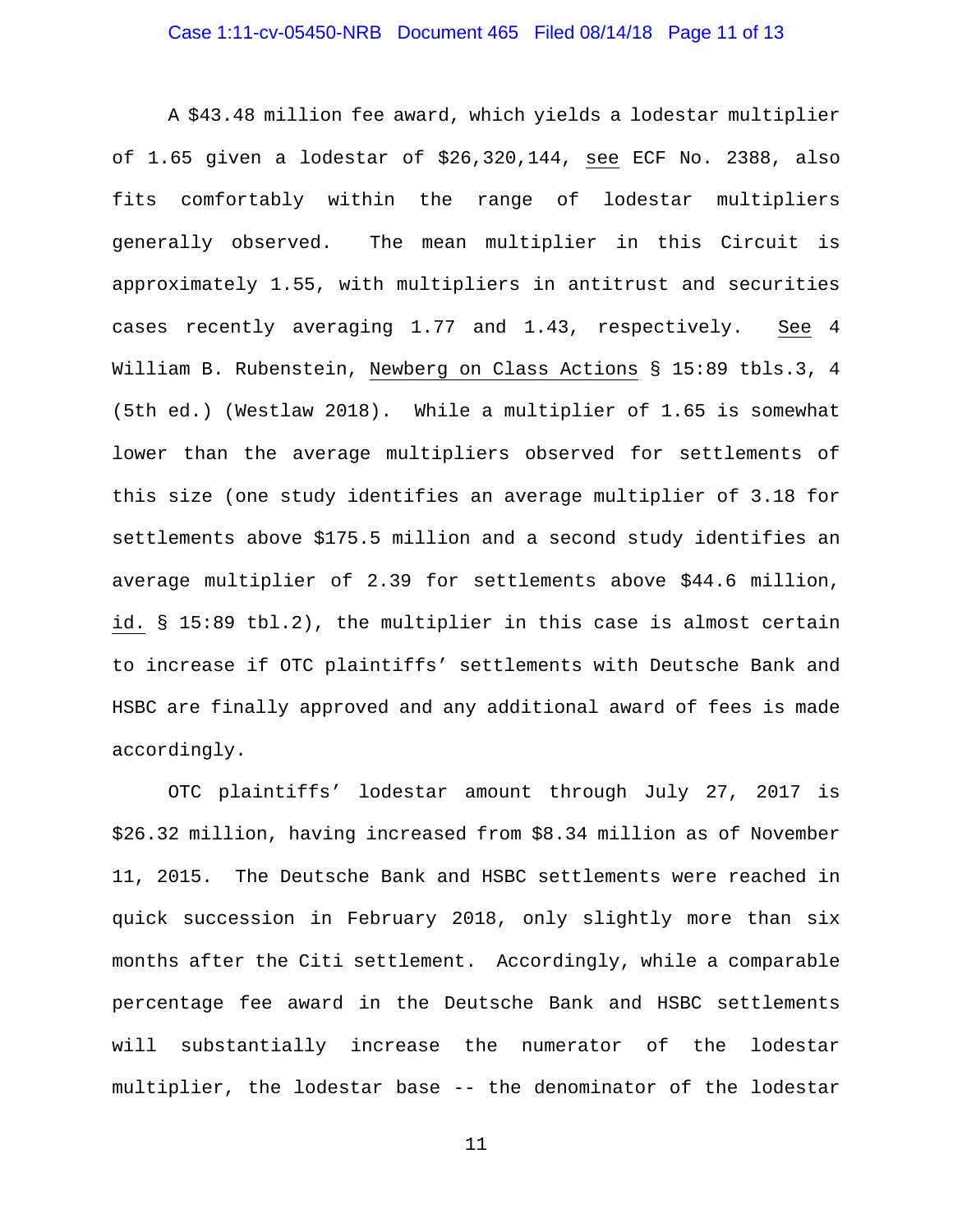A $43.48 million fee award, which yields a lodestar multiplier of 1.65 given a lodestar of $26,320,144, see ECF No. 2388, also fits comfortably within the range of lodestar multipliers generally observed. The mean multiplier in this Circuit is approximately 1.55, with multipliers in antitrust and securities cases recently averaging 1.77 and 1.43, respectively. See 4 William B. Rubenstein, Newberg on Class Actions § 15:89 tbls.3, 4 (5th ed.) (Westlaw 2018). While a multiplier of 1.65 is somewhat lower than the average multipliers observed for settlements of this size (one study identifies an average multiplier of 3.18 for settlements above $175.5 million and a second study identifies an average multiplier of 2.39 for settlements above $44.6 million, id. § 15:89 tbl.2), the multiplier in this case is almost certain to increase if OTC plaintiffs' settlements with Deutsche Bank and HSBC are finally approved and any additional award of fees is made accordingly.

OTC plaintiffs' lodestar amount through July 27, 2017 is $26.32 million, having increased from $8.34 million as of November 11, 2015. The Deutsche Bank and HSBC settlements were reached in quick succession in February 2018, only slightly more than six months after the Citi settlement. Accordingly, while a comparable percentage fee award in the Deutsche Bank and HSBC settlements will substantially increase the numerator of the lodestar multiplier, the lodestar base -- the denominator of the lodestar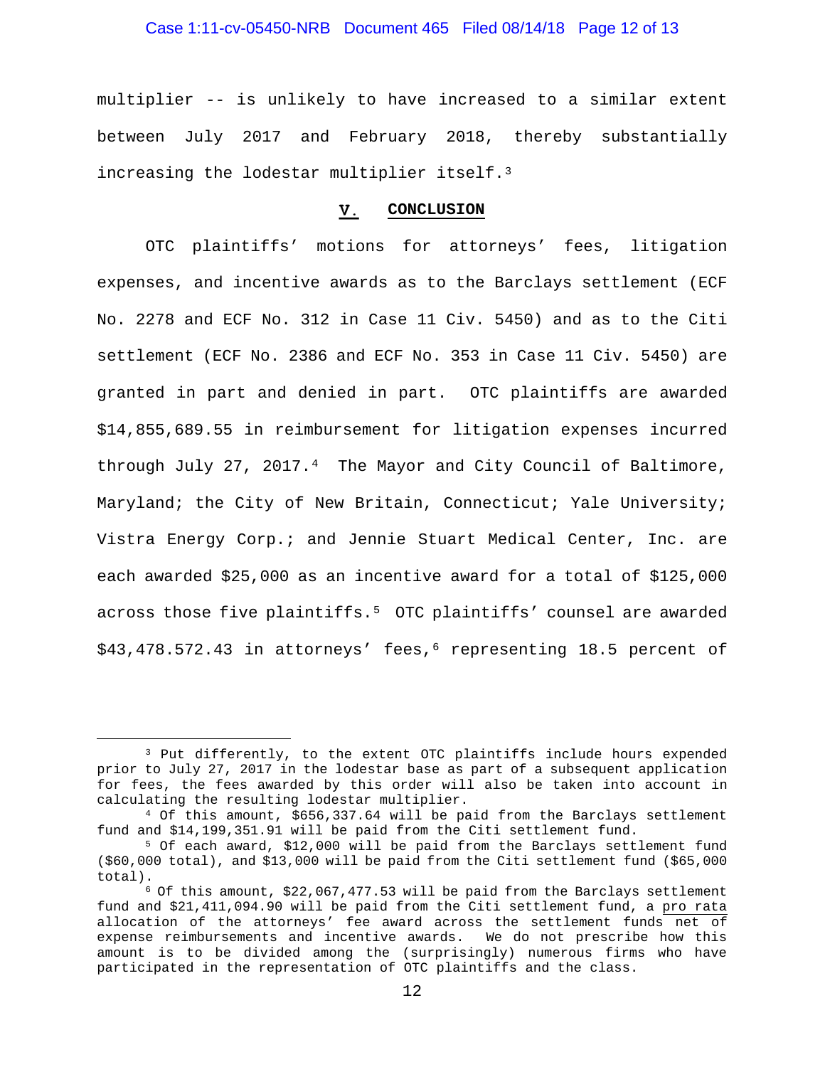multiplier -- is unlikely to have increased to a similar extent between July 2017 and February 2018, thereby substantially increasing the lodestar multiplier itself.[3]

## V. CONCLUSION

OTC plaintiffs' motions for attorneys' fees, litigation expenses, and incentive awards as to the Barclays settlement (ECF No. 2278 and ECF No. 312 in Case 11 Civ. 5450) and as to the Citi settlement (ECF No. 2386 and ECF No. 353 in Case 11 Civ. 5450) are granted in part and denied in part. OTC plaintiffs are awarded $14,855,689.55 in reimbursement for litigation expenses incurred through July 27, 2017.[4] The Mayor and City Council of Baltimore, Maryland; the City of New Britain, Connecticut; Yale University; Vistra Energy Corp.; and Jennie Stuart Medical Center, Inc. are each awarded $25,000 as an incentive award for a total of $125,000 across those five plaintiffs.[5] OTC plaintiffs' counsel are awarded $43,478.572.43 in attorneys' fees,[6] representing 18.5 percent of

---

[3] Put differently, to the extent OTC plaintiffs include hours expended prior to July 27, 2017 in the lodestar base as part of a subsequent application for fees, the fees awarded by this order will also be taken into account in calculating the resulting lodestar multiplier.

[4] Of this amount, $656,337.64 will be paid from the Barclays settlement fund and $14,199,351.91 will be paid from the Citi settlement fund.

[5] Of each award, $12,000 will be paid from the Barclays settlement fund ($60,000 total), and $13,000 will be paid from the Citi settlement fund ($65,000 total).

[6] Of this amount, $22,067,477.53 will be paid from the Barclays settlement fund and $21,411,094.90 will be paid from the Citi settlement fund, a pro rata allocation of the attorneys' fee award across the settlement funds net of expense reimbursements and incentive awards. We do not prescribe how this amount is to be divided among the (surprisingly) numerous firms who have participated in the representation of OTC plaintiffs and the class.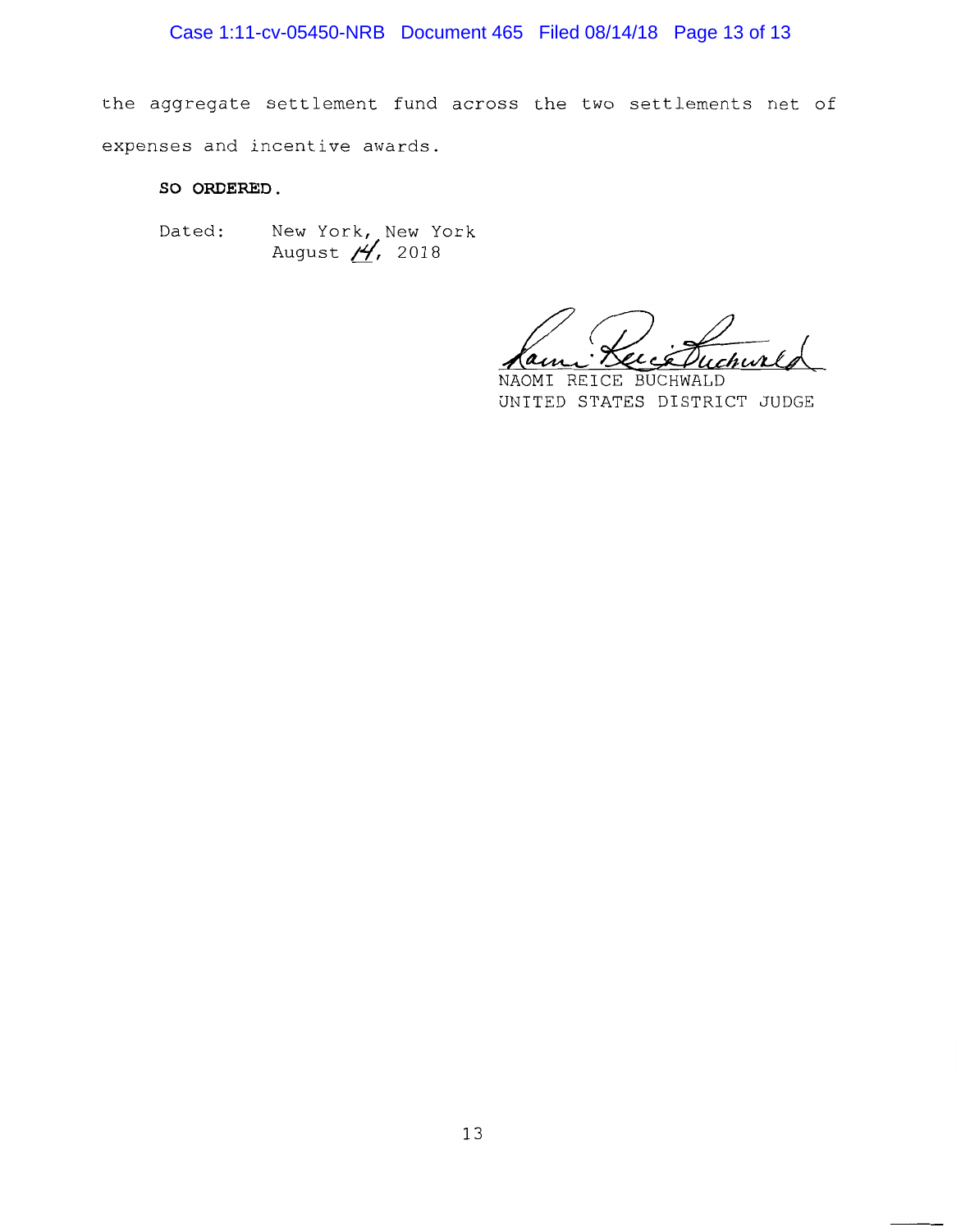the aggregate settlement fund across the two settlements net of expenses and incentive awards.

**SO ORDERED.**

Dated: New York, New York
August 14, 2018

NAOMI REICE BUCHWALD
UNITED STATES DISTRICT JUDGE